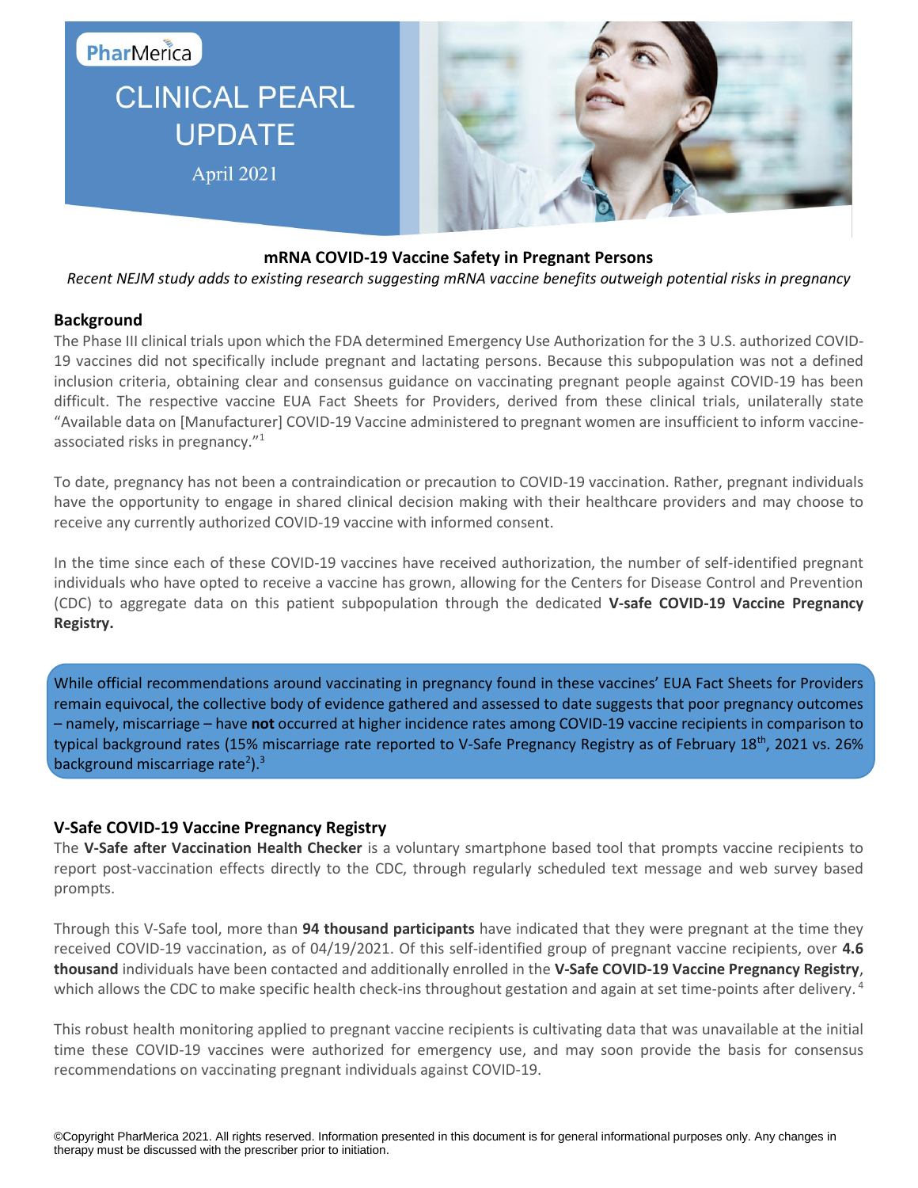PharMerica

# CLINICAL PEARL UPDATE

April 2021

## mRNA COVID-19 Vaccine Safety in Pregnant Persons

*Recent NEJM study adds to existing research suggesting mRNA vaccine benefits outweigh potential risks in pregnancy*

### Background

The Phase III clinical trials upon which the FDA determined Emergency Use Authorization for the 3 U.S. authorized COVID-19 vaccines did not specifically include pregnant and lactating persons. Because this subpopulation was not a defined inclusion criteria, obtaining clear and consensus guidance on vaccinating pregnant people against COVID-19 has been difficult. The respective vaccine EUA Fact Sheets for Providers, derived from these clinical trials, unilaterally state "Available data on [Manufacturer] COVID-19 Vaccine administered to pregnant women are insufficient to inform vaccine-associated risks in pregnancy."[1]

To date, pregnancy has not been a contraindication or precaution to COVID-19 vaccination. Rather, pregnant individuals have the opportunity to engage in shared clinical decision making with their healthcare providers and may choose to receive any currently authorized COVID-19 vaccine with informed consent.

In the time since each of these COVID-19 vaccines have received authorization, the number of self-identified pregnant individuals who have opted to receive a vaccine has grown, allowing for the Centers for Disease Control and Prevention (CDC) to aggregate data on this patient subpopulation through the dedicated **V-safe COVID-19 Vaccine Pregnancy Registry.**

While official recommendations around vaccinating in pregnancy found in these vaccines' EUA Fact Sheets for Providers remain equivocal, the collective body of evidence gathered and assessed to date suggests that poor pregnancy outcomes – namely, miscarriage – have **not** occurred at higher incidence rates among COVID-19 vaccine recipients in comparison to typical background rates (15% miscarriage rate reported to V-Safe Pregnancy Registry as of February 18th, 2021 vs. 26% background miscarriage rate[2]).[3]

### V-Safe COVID-19 Vaccine Pregnancy Registry

The **V-Safe after Vaccination Health Checker** is a voluntary smartphone based tool that prompts vaccine recipients to report post-vaccination effects directly to the CDC, through regularly scheduled text message and web survey based prompts.

Through this V-Safe tool, more than **94 thousand participants** have indicated that they were pregnant at the time they received COVID-19 vaccination, as of 04/19/2021. Of this self-identified group of pregnant vaccine recipients, over **4.6 thousand** individuals have been contacted and additionally enrolled in the **V-Safe COVID-19 Vaccine Pregnancy Registry**, which allows the CDC to make specific health check-ins throughout gestation and again at set time-points after delivery.[4]

This robust health monitoring applied to pregnant vaccine recipients is cultivating data that was unavailable at the initial time these COVID-19 vaccines were authorized for emergency use, and may soon provide the basis for consensus recommendations on vaccinating pregnant individuals against COVID-19.

©Copyright PharMerica 2021. All rights reserved. Information presented in this document is for general informational purposes only. Any changes in therapy must be discussed with the prescriber prior to initiation.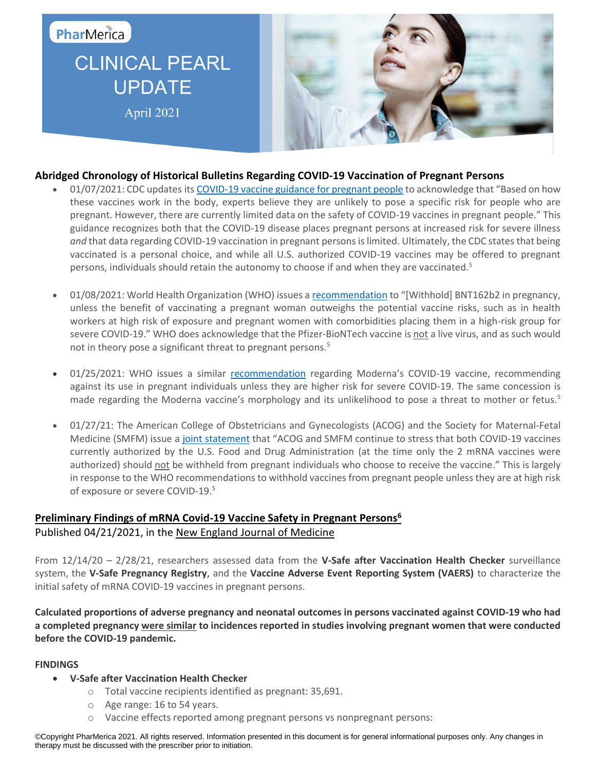PharMerica

CLINICAL PEARL UPDATE

April 2021

## Abridged Chronology of Historical Bulletins Regarding COVID-19 Vaccination of Pregnant Persons

- 01/07/2021: CDC updates its COVID-19 vaccine guidance for pregnant people to acknowledge that "Based on how these vaccines work in the body, experts believe they are unlikely to pose a specific risk for people who are pregnant. However, there are currently limited data on the safety of COVID-19 vaccines in pregnant people." This guidance recognizes both that the COVID-19 disease places pregnant persons at increased risk for severe illness *and* that data regarding COVID-19 vaccination in pregnant persons is limited. Ultimately, the CDC states that being vaccinated is a personal choice, and while all U.S. authorized COVID-19 vaccines may be offered to pregnant persons, individuals should retain the autonomy to choose if and when they are vaccinated.[5]

- 01/08/2021: World Health Organization (WHO) issues a recommendation to "[Withhold] BNT162b2 in pregnancy, unless the benefit of vaccinating a pregnant woman outweighs the potential vaccine risks, such as in health workers at high risk of exposure and pregnant women with comorbidities placing them in a high-risk group for severe COVID-19." WHO does acknowledge that the Pfizer-BioNTech vaccine is not a live virus, and as such would not in theory pose a significant threat to pregnant persons.[5]

- 01/25/2021: WHO issues a similar recommendation regarding Moderna's COVID-19 vaccine, recommending against its use in pregnant individuals unless they are higher risk for severe COVID-19. The same concession is made regarding the Moderna vaccine's morphology and its unlikelihood to pose a threat to mother or fetus.[5]

- 01/27/21: The American College of Obstetricians and Gynecologists (ACOG) and the Society for Maternal-Fetal Medicine (SMFM) issue a joint statement that "ACOG and SMFM continue to stress that both COVID-19 vaccines currently authorized by the U.S. Food and Drug Administration (at the time only the 2 mRNA vaccines were authorized) should not be withheld from pregnant individuals who choose to receive the vaccine." This is largely in response to the WHO recommendations to withhold vaccines from pregnant people unless they are at high risk of exposure or severe COVID-19.[5]

## Preliminary Findings of mRNA Covid-19 Vaccine Safety in Pregnant Persons[6]

Published 04/21/2021, in the New England Journal of Medicine

From 12/14/20 – 2/28/21, researchers assessed data from the **V-Safe after Vaccination Health Checker** surveillance system, the **V-Safe Pregnancy Registry**, and the **Vaccine Adverse Event Reporting System (VAERS)** to characterize the initial safety of mRNA COVID-19 vaccines in pregnant persons.

**Calculated proportions of adverse pregnancy and neonatal outcomes in persons vaccinated against COVID-19 who had a completed pregnancy were similar to incidences reported in studies involving pregnant women that were conducted before the COVID-19 pandemic.**

**FINDINGS**

- **V-Safe after Vaccination Health Checker**
  - Total vaccine recipients identified as pregnant: 35,691.
  - Age range: 16 to 54 years.
  - Vaccine effects reported among pregnant persons vs nonpregnant persons: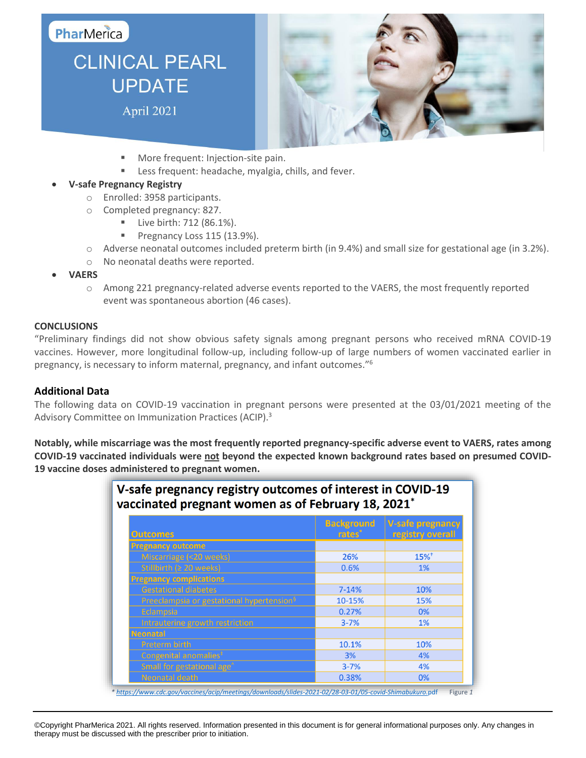- More frequent: Injection-site pain.
- Less frequent: headache, myalgia, chills, and fever.

- **V-safe Pregnancy Registry**
  - Enrolled: 3958 participants.
  - Completed pregnancy: 827.
    - Live birth: 712 (86.1%).
    - Pregnancy Loss 115 (13.9%).
  - Adverse neonatal outcomes included preterm birth (in 9.4%) and small size for gestational age (in 3.2%).
  - No neonatal deaths were reported.
- **VAERS**
  - Among 221 pregnancy-related adverse events reported to the VAERS, the most frequently reported event was spontaneous abortion (46 cases).

**CONCLUSIONS**

"Preliminary findings did not show obvious safety signals among pregnant persons who received mRNA COVID-19 vaccines. However, more longitudinal follow-up, including follow-up of large numbers of women vaccinated earlier in pregnancy, is necessary to inform maternal, pregnancy, and infant outcomes."[6]

## Additional Data

The following data on COVID-19 vaccination in pregnant persons were presented at the 03/01/2021 meeting of the Advisory Committee on Immunization Practices (ACIP).[3]

**Notably, while miscarriage was the most frequently reported pregnancy-specific adverse event to VAERS, rates among COVID-19 vaccinated individuals were <u>not</u> beyond the expected known background rates based on presumed COVID-19 vaccine doses administered to pregnant women.**

**V-safe pregnancy registry outcomes of interest in COVID-19 vaccinated pregnant women as of February 18, 2021***

| Outcomes | Background rates* | V-safe pregnancy registry overall |
|---|---|---|
| **Pregnancy outcome** | | |
| Miscarriage (<20 weeks) | 26% | 15%† |
| Stillbirth (≥ 20 weeks) | 0.6% | 1% |
| **Pregnancy complications** | | |
| Gestational diabetes | 7-14% | 10% |
| Preeclampsia or gestational hypertension§ | 10-15% | 15% |
| Eclampsia | 0.27% | 0% |
| Intrauterine growth restriction | 3-7% | 1% |
| **Neonatal** | | |
| Preterm birth | 10.1% | 10% |
| Congenital anomalies‡ | 3% | 4% |
| Small for gestational age^ | 3-7% | 4% |
| Neonatal death | 0.38% | 0% |

* https://www.cdc.gov/vaccines/acip/meetings/downloads/slides-2021-02/28-03-01/05-covid-Shimabukuro.pdf Figure *1*

©Copyright PharMerica 2021. All rights reserved. Information presented in this document is for general informational purposes only. Any changes in therapy must be discussed with the prescriber prior to initiation.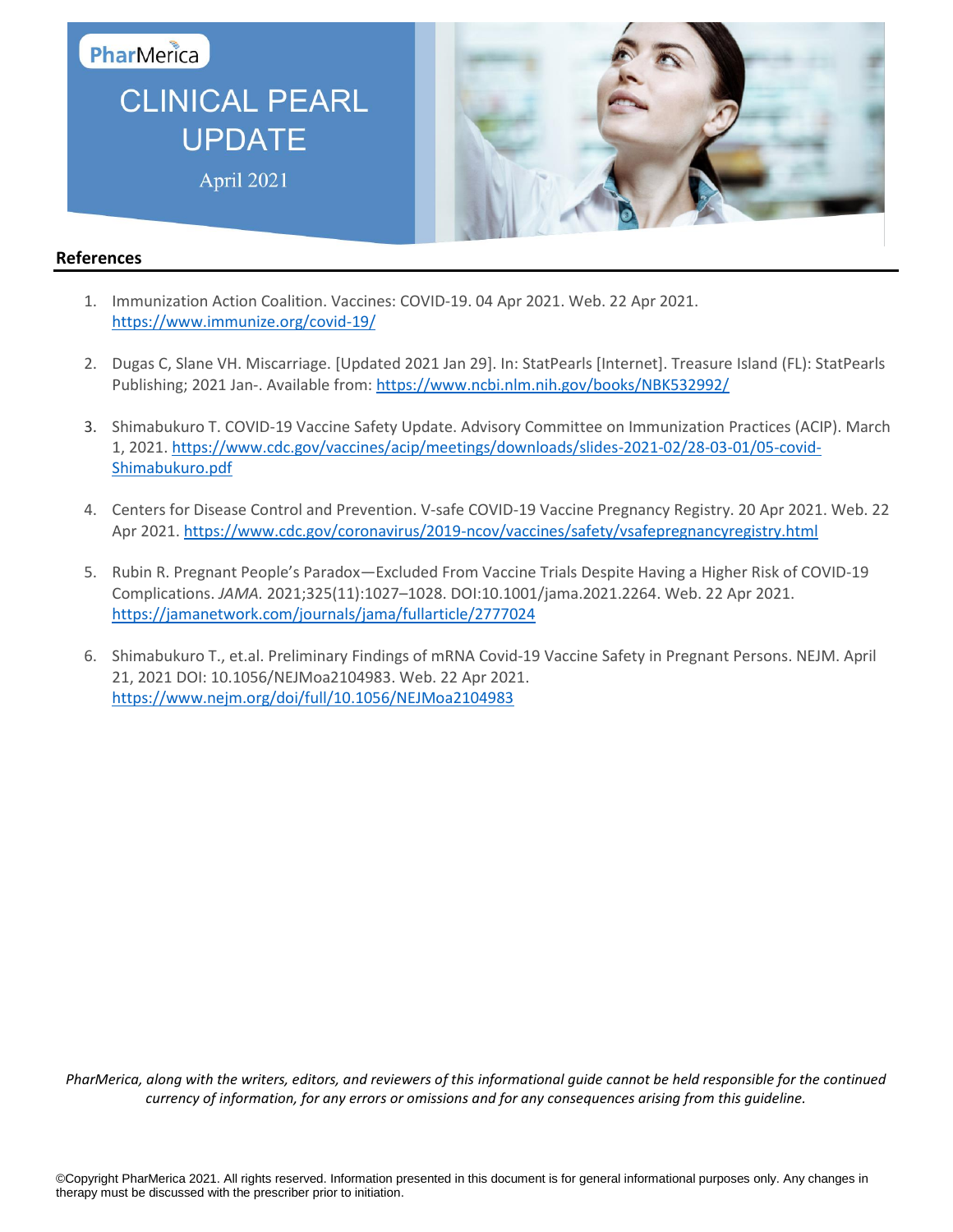## References

1. Immunization Action Coalition. Vaccines: COVID-19. 04 Apr 2021. Web. 22 Apr 2021. https://www.immunize.org/covid-19/

2. Dugas C, Slane VH. Miscarriage. [Updated 2021 Jan 29]. In: StatPearls [Internet]. Treasure Island (FL): StatPearls Publishing; 2021 Jan-. Available from: https://www.ncbi.nlm.nih.gov/books/NBK532992/

3. Shimabukuro T. COVID-19 Vaccine Safety Update. Advisory Committee on Immunization Practices (ACIP). March 1, 2021. https://www.cdc.gov/vaccines/acip/meetings/downloads/slides-2021-02/28-03-01/05-covid-Shimabukuro.pdf

4. Centers for Disease Control and Prevention. V-safe COVID-19 Vaccine Pregnancy Registry. 20 Apr 2021. Web. 22 Apr 2021. https://www.cdc.gov/coronavirus/2019-ncov/vaccines/safety/vsafepregnancyregistry.html

5. Rubin R. Pregnant People's Paradox—Excluded From Vaccine Trials Despite Having a Higher Risk of COVID-19 Complications. *JAMA.* 2021;325(11):1027–1028. DOI:10.1001/jama.2021.2264. Web. 22 Apr 2021. https://jamanetwork.com/journals/jama/fullarticle/2777024

6. Shimabukuro T., et.al. Preliminary Findings of mRNA Covid-19 Vaccine Safety in Pregnant Persons. NEJM. April 21, 2021 DOI: 10.1056/NEJMoa2104983. Web. 22 Apr 2021. https://www.nejm.org/doi/full/10.1056/NEJMoa2104983

*PharMerica, along with the writers, editors, and reviewers of this informational guide cannot be held responsible for the continued currency of information, for any errors or omissions and for any consequences arising from this guideline.*

©Copyright PharMerica 2021. All rights reserved. Information presented in this document is for general informational purposes only. Any changes in therapy must be discussed with the prescriber prior to initiation.